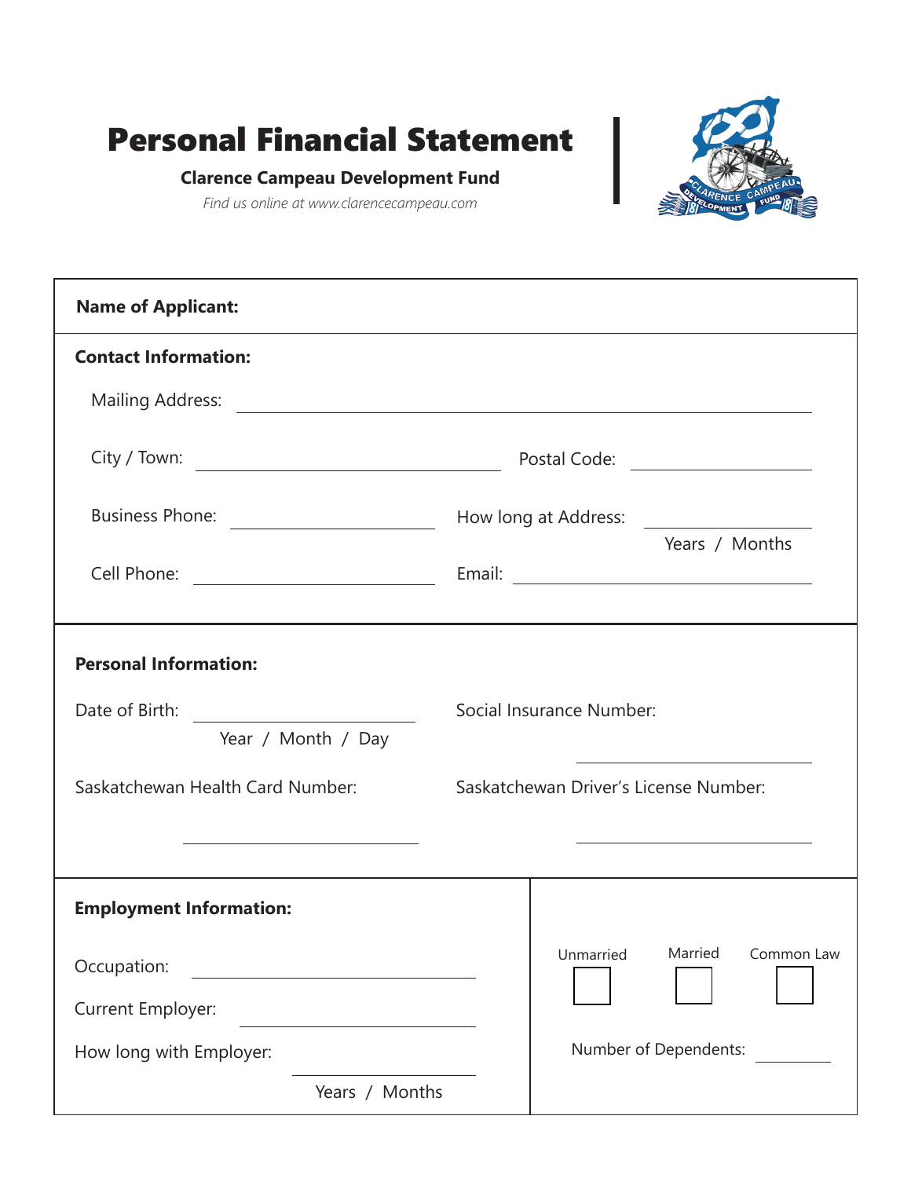# Personal Financial Statement

**Clarence Campeau Development Fund**

*Find us online at www.clarencecampeau.com*

**Name of Applicant:**

**Contact Information:**

Mailing Address: ______________________________

City / Town: ____________________ Postal Code: ____________

Business Phone: ____________________ How long at Address: ____________ Years / Months

Cell Phone: ____________________ Email: ____________________

**Personal Information:**

Date of Birth: ____________________ Year / Month / Day

Social Insurance Number: ____________________

Saskatchewan Health Card Number: ____________________

Saskatchewan Driver's License Number: ____________________

**Employment Information:**

Occupation: ____________________

Current Employer: ____________________

How long with Employer: ____________ Years / Months

Unmarried ☐ Married ☐ Common Law ☐

Number of Dependents: ________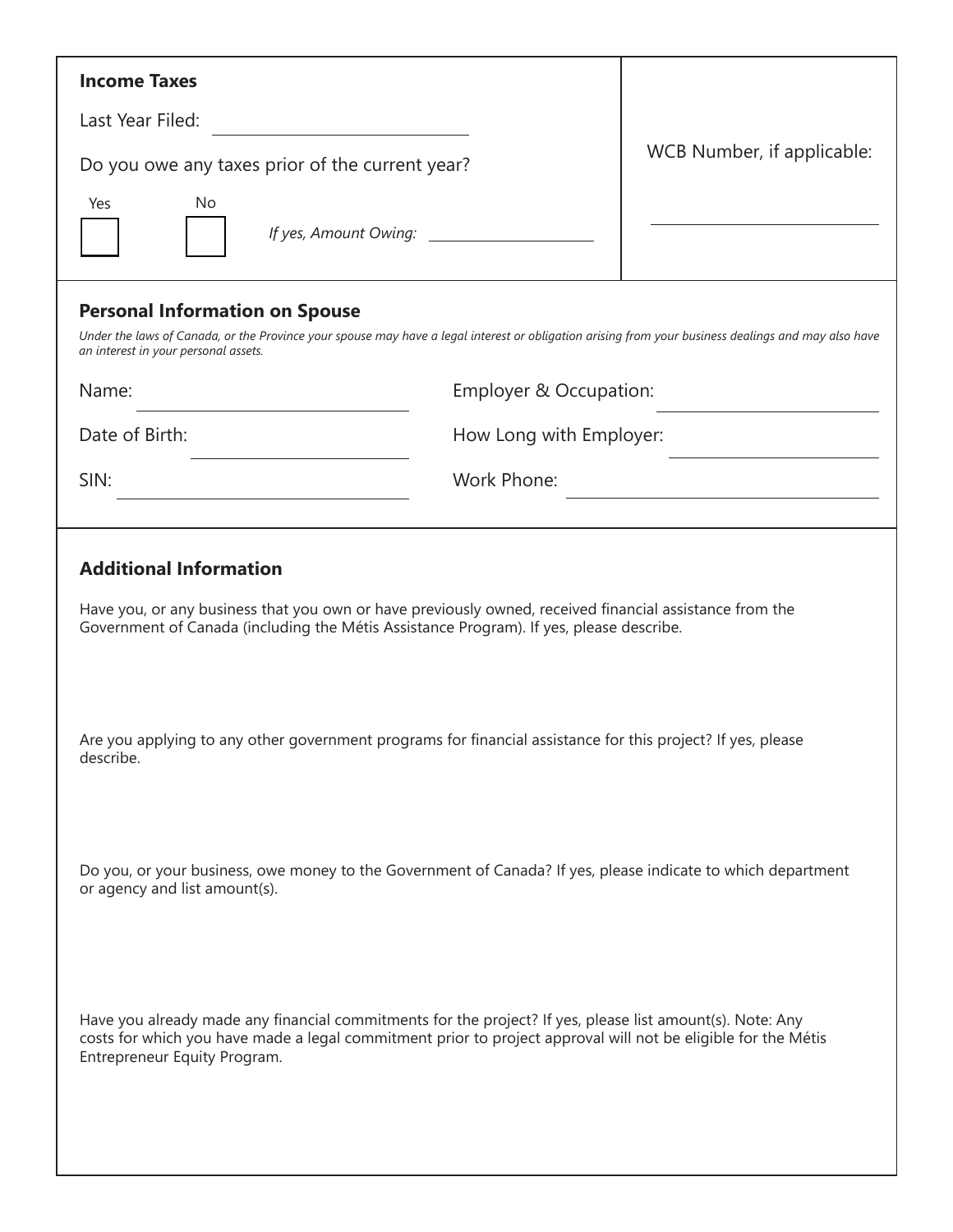## Income Taxes

Last Year Filed: ______________________

Do you owe any taxes prior of the current year?

Yes ☐ No ☐ *If yes, Amount Owing:* ______________________

WCB Number, if applicable: ______________________

## Personal Information on Spouse

*Under the laws of Canada, or the Province your spouse may have a legal interest or obligation arising from your business dealings and may also have an interest in your personal assets.*

Name: ______________________

Employer & Occupation: ______________________

Date of Birth: ______________________

How Long with Employer: ______________________

SIN: ______________________

Work Phone: ______________________

## Additional Information

Have you, or any business that you own or have previously owned, received financial assistance from the Government of Canada (including the Métis Assistance Program). If yes, please describe.

Are you applying to any other government programs for financial assistance for this project? If yes, please describe.

Do you, or your business, owe money to the Government of Canada? If yes, please indicate to which department or agency and list amount(s).

Have you already made any financial commitments for the project? If yes, please list amount(s). Note: Any costs for which you have made a legal commitment prior to project approval will not be eligible for the Métis Entrepreneur Equity Program.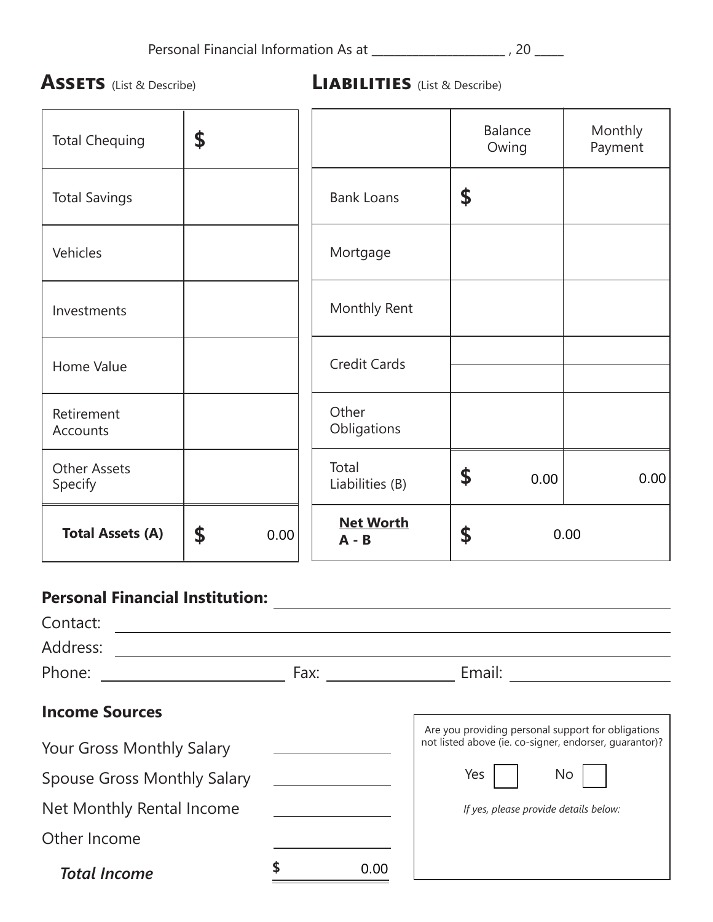Personal Financial Information As at ____________________ , 20 ____

## ASSETS (List & Describe)

| | |
|---|---|
| Total Chequing | $ |
| Total Savings | |
| Vehicles | |
| Investments | |
| Home Value | |
| Retirement Accounts | |
| Other Assets Specify | |
| **Total Assets (A)** | $ 0.00 |

## LIABILITIES (List & Describe)

| | Balance Owing | Monthly Payment |
|---|---|---|
| Bank Loans | $ | |
| Mortgage | | |
| Monthly Rent | | |
| Credit Cards | | |
| | | |
| Other Obligations | | |
| Total Liabilities (B) | $ 0.00 | 0.00 |
| **Net Worth A - B** | $ 0.00 | |

**Personal Financial Institution:** ____________________

Contact: ____________________

Address: ____________________

Phone: ____________________ Fax: ____________________ Email: ____________________

**Income Sources**

| | |
|---|---|
| Your Gross Monthly Salary | |
| Spouse Gross Monthly Salary | |
| Net Monthly Rental Income | |
| Other Income | |
| ***Total Income*** | $ 0.00 |

Are you providing personal support for obligations not listed above (ie. co-signer, endorser, guarantor)?

Yes ☐ No ☐

*If yes, please provide details below:*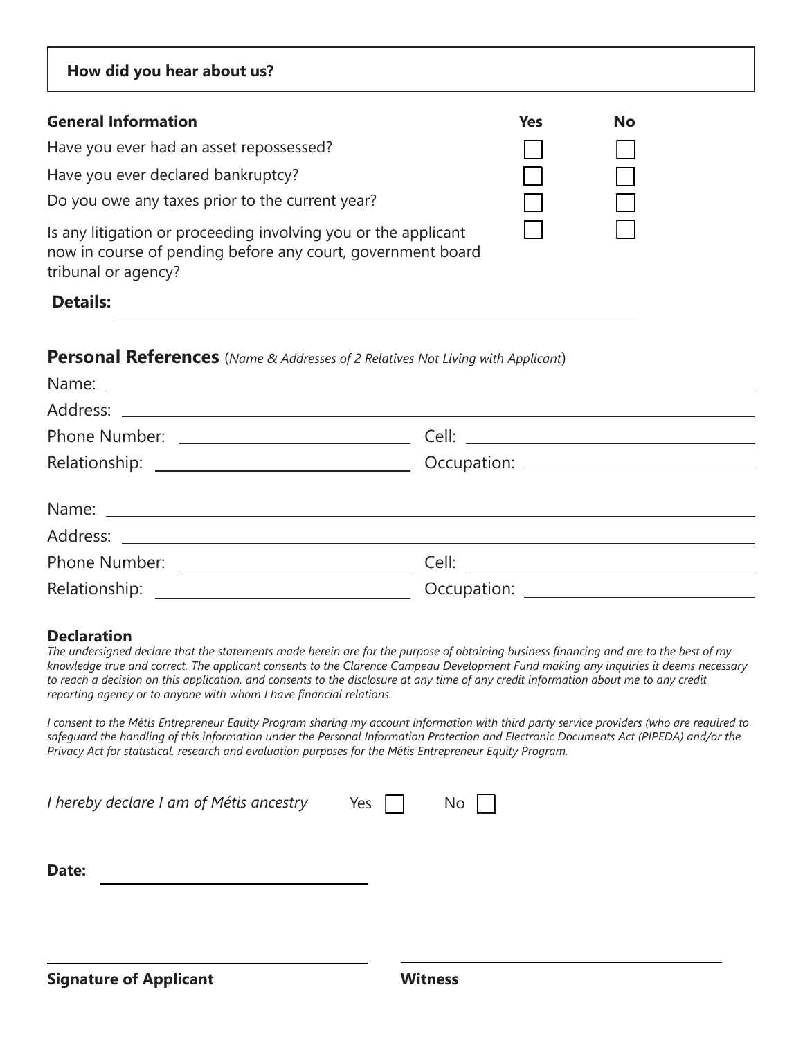**How did you hear about us?**

| General Information | Yes | No |
|---|---|---|
| Have you ever had an asset repossessed? | ☐ | ☐ |
| Have you ever declared bankruptcy? | ☐ | ☐ |
| Do you owe any taxes prior to the current year? | ☐ | ☐ |
| Is any litigation or proceeding involving you or the applicant now in course of pending before any court, government board tribunal or agency? | ☐ | ☐ |

**Details:** ______________________________

## Personal References (*Name & Addresses of 2 Relatives Not Living with Applicant*)

Name: ______________________________

Address: ______________________________

Phone Number: ______________________ Cell: ______________________

Relationship: ______________________ Occupation: ______________________

Name: ______________________________

Address: ______________________________

Phone Number: ______________________ Cell: ______________________

Relationship: ______________________ Occupation: ______________________

**Declaration**

*The undersigned declare that the statements made herein are for the purpose of obtaining business financing and are to the best of my knowledge true and correct. The applicant consents to the Clarence Campeau Development Fund making any inquiries it deems necessary to reach a decision on this application, and consents to the disclosure at any time of any credit information about me to any credit reporting agency or to anyone with whom I have financial relations.*

*I consent to the Métis Entrepreneur Equity Program sharing my account information with third party service providers (who are required to safeguard the handling of this information under the Personal Information Protection and Electronic Documents Act (PIPEDA) and/or the Privacy Act for statistical, research and evaluation purposes for the Métis Entrepreneur Equity Program.*

*I hereby declare I am of Métis ancestry* Yes ☐ No ☐

**Date:** ______________________

______________________ ______________________

**Signature of Applicant** **Witness**